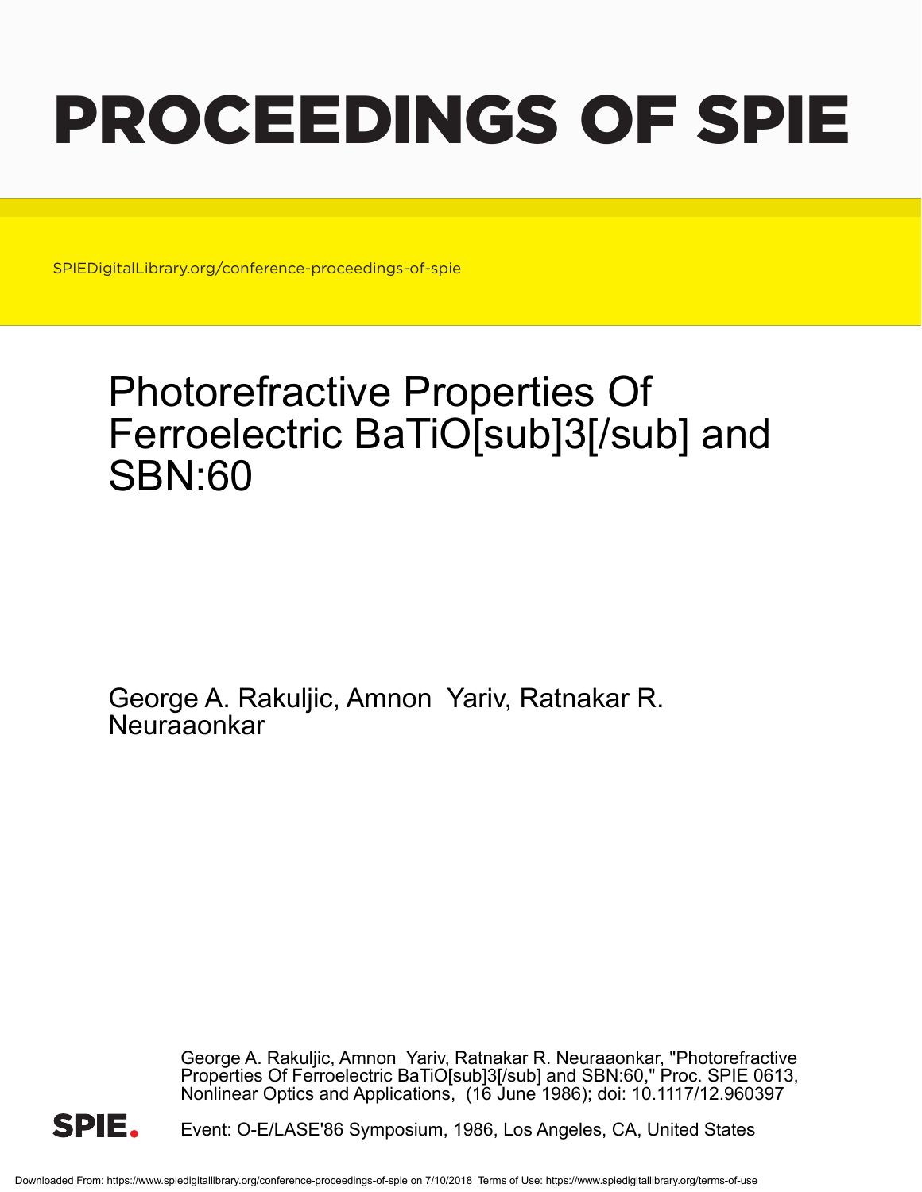# PROCEEDINGS OF SPIE

SPIEDigitalLibrary.org/conference-proceedings-of-spie

## Photorefractive Properties Of Ferroelectric BaTiO[sub]3[/sub] and SBN:60

George A. Rakuljic, Amnon Yariv, Ratnakar R. Neuraaonkar

George A. Rakuljic, Amnon Yariv, Ratnakar R. Neuraaonkar, "Photorefractive Properties Of Ferroelectric BaTiO[sub]3[/sub] and SBN:60," Proc. SPIE 0613, Nonlinear Optics and Applications, (16 June 1986); doi: 10.1117/12.960397

Event: O-E/LASE'86 Symposium, 1986, Los Angeles, CA, United States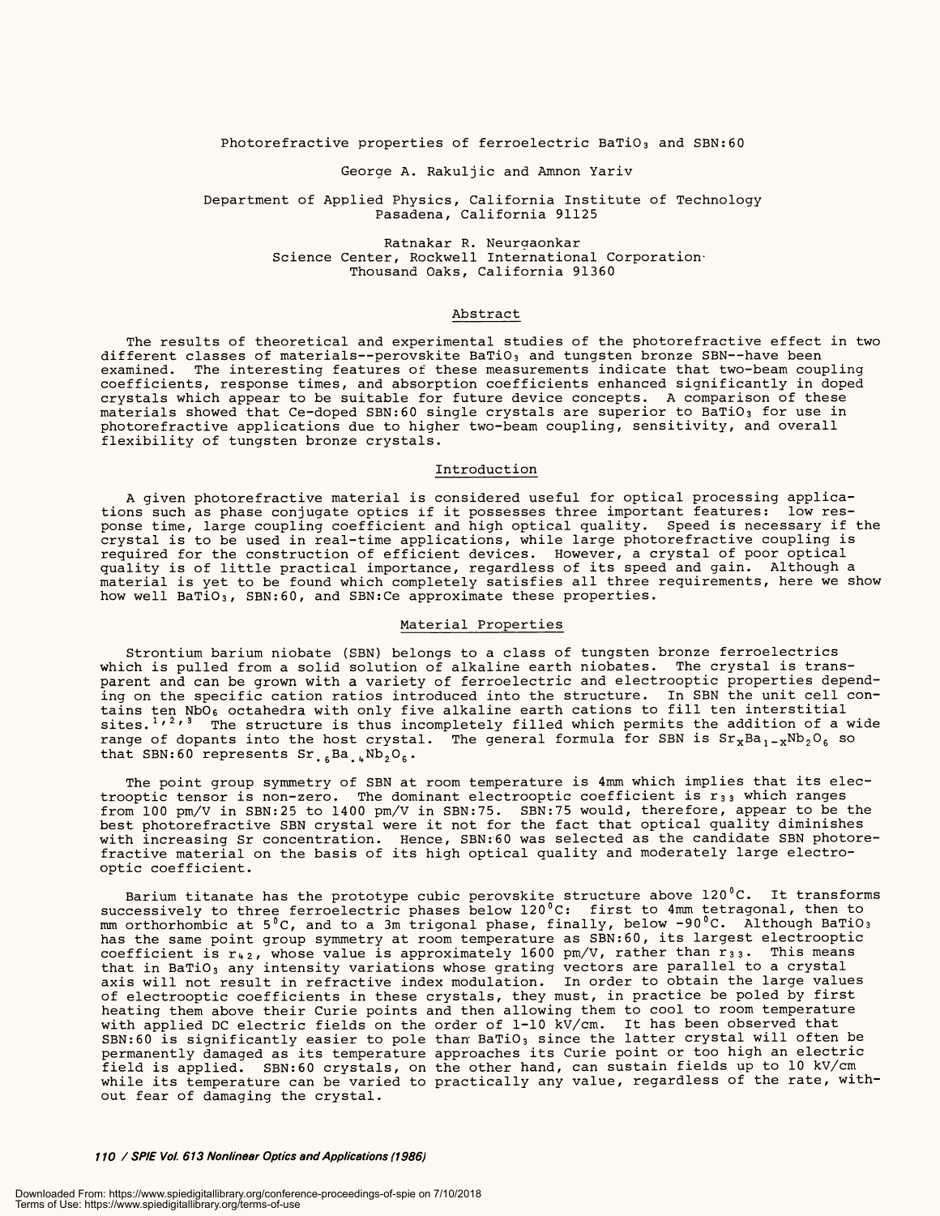# Photorefractive properties of ferroelectric $BaTiO_3$ and SBN:60

George A. Rakuljic and Amnon Yariv

Department of Applied Physics, California Institute of Technology
Pasadena, California 91125

Ratnakar R. Neurgaonkar
Science Center, Rockwell International Corporation
Thousand Oaks, California 91360

## Abstract

The results of theoretical and experimental studies of the photorefractive effect in two different classes of materials--perovskite $BaTiO_3$ and tungsten bronze SBN--have been examined. The interesting features of these measurements indicate that two-beam coupling coefficients, response times, and absorption coefficients enhanced significantly in doped crystals which appear to be suitable for future device concepts. A comparison of these materials showed that Ce-doped SBN:60 single crystals are superior to $BaTiO_3$ for use in photorefractive applications due to higher two-beam coupling, sensitivity, and overall flexibility of tungsten bronze crystals.

## Introduction

A given photorefractive material is considered useful for optical processing applications such as phase conjugate optics if it possesses three important features: low response time, large coupling coefficient and high optical quality. Speed is necessary if the crystal is to be used in real-time applications, while large photorefractive coupling is required for the construction of efficient devices. However, a crystal of poor optical quality is of little practical importance, regardless of its speed and gain. Although a material is yet to be found which completely satisfies all three requirements, here we show how well $BaTiO_3$, SBN:60, and SBN:Ce approximate these properties.

## Material Properties

Strontium barium niobate (SBN) belongs to a class of tungsten bronze ferroelectrics which is pulled from a solid solution of alkaline earth niobates. The crystal is transparent and can be grown with a variety of ferroelectric and electrooptic properties depending on the specific cation ratios introduced into the structure. In SBN the unit cell contains ten $NbO_6$ octahedra with only five alkaline earth cations to fill ten interstitial sites.[1,2,3] The structure is thus incompletely filled which permits the addition of a wide range of dopants into the host crystal. The general formula for SBN is $Sr_xBa_{1-x}Nb_2O_6$ so that SBN:60 represents $Sr_{.6}Ba_{.4}Nb_2O_6$.

The point group symmetry of SBN at room temperature is 4mm which implies that its electrooptic tensor is non-zero. The dominant electrooptic coefficient is $r_{33}$ which ranges from 100 pm/V in SBN:25 to 1400 pm/V in SBN:75. SBN:75 would, therefore, appear to be the best photorefractive SBN crystal were it not for the fact that optical quality diminishes with increasing Sr concentration. Hence, SBN:60 was selected as the candidate SBN photorefractive material on the basis of its high optical quality and moderately large electrooptic coefficient.

Barium titanate has the prototype cubic perovskite structure above 120$^\circ$C. It transforms successively to three ferroelectric phases below 120$^\circ$C: first to 4mm tetragonal, then to mm orthorhombic at 5$^\circ$C, and to a 3m trigonal phase, finally, below -90$^\circ$C. Although $BaTiO_3$ has the same point group symmetry at room temperature as SBN:60, its largest electrooptic coefficient is $r_{42}$, whose value is approximately 1600 pm/V, rather than $r_{33}$. This means that in $BaTiO_3$ any intensity variations whose grating vectors are parallel to a crystal axis will not result in refractive index modulation. In order to obtain the large values of electrooptic coefficients in these crystals, they must, in practice be poled by first heating them above their Curie points and then allowing them to cool to room temperature with applied DC electric fields on the order of 1-10 kV/cm. It has been observed that SBN:60 is significantly easier to pole than $BaTiO_3$ since the latter crystal will often be permanently damaged as its temperature approaches its Curie point or too high an electric field is applied. SBN:60 crystals, on the other hand, can sustain fields up to 10 kV/cm while its temperature can be varied to practically any value, regardless of the rate, without fear of damaging the crystal.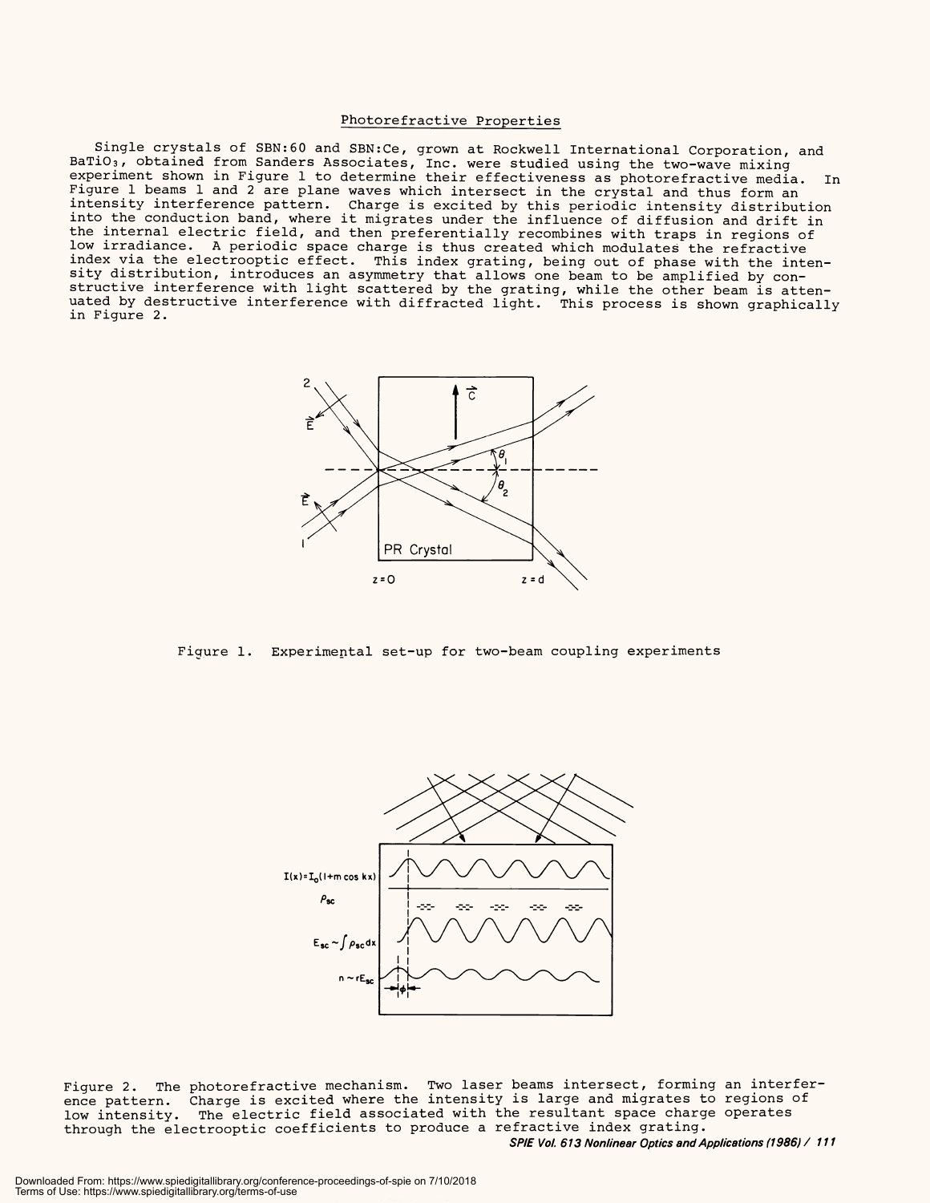## Photorefractive Properties

Single crystals of SBN:60 and SBN:Ce, grown at Rockwell International Corporation, and $BaTiO_3$, obtained from Sanders Associates, Inc. were studied using the two-wave mixing experiment shown in Figure 1 to determine their effectiveness as photorefractive media. In Figure 1 beams 1 and 2 are plane waves which intersect in the crystal and thus form an intensity interference pattern. Charge is excited by this periodic intensity distribution into the conduction band, where it migrates under the influence of diffusion and drift in the internal electric field, and then preferentially recombines with traps in regions of low irradiance. A periodic space charge is thus created which modulates the refractive index via the electrooptic effect. This index grating, being out of phase with the intensity distribution, introduces an asymmetry that allows one beam to be amplified by constructive interference with light scattered by the grating, while the other beam is attenuated by destructive interference with diffracted light. This process is shown graphically in Figure 2.

Figure 1. Experimental set-up for two-beam coupling experiments

Figure 2. The photorefractive mechanism. Two laser beams intersect, forming an interference pattern. Charge is excited where the intensity is large and migrates to regions of low intensity. The electric field associated with the resultant space charge operates through the electrooptic coefficients to produce a refractive index grating.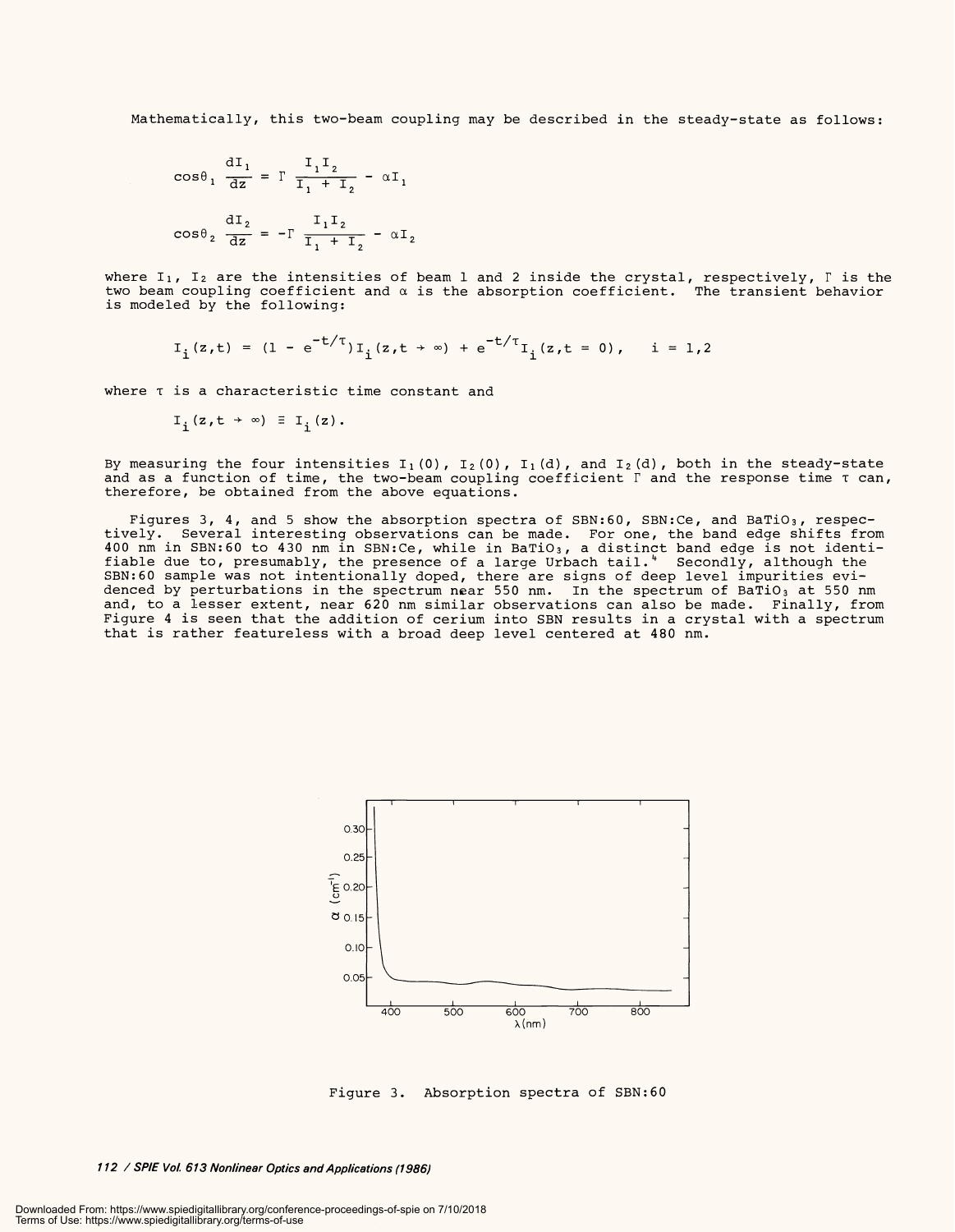Mathematically, this two-beam coupling may be described in the steady-state as follows:

$$\cos\theta_1 \frac{dI_1}{dz} = \Gamma \frac{I_1 I_2}{I_1 + I_2} - \alpha I_1$$

$$\cos\theta_2 \frac{dI_2}{dz} = -\Gamma \frac{I_1 I_2}{I_1 + I_2} - \alpha I_2$$

where $I_1$, $I_2$ are the intensities of beam 1 and 2 inside the crystal, respectively, $\Gamma$ is the two beam coupling coefficient and $\alpha$ is the absorption coefficient. The transient behavior is modeled by the following:

$$I_i(z,t) = (1 - e^{-t/\tau}) I_i(z,t \to \infty) + e^{-t/\tau} I_i(z,t = 0), \quad i = 1,2$$

where $\tau$ is a characteristic time constant and

$$I_i(z,t \to \infty) \equiv I_i(z).$$

By measuring the four intensities $I_1(0)$, $I_2(0)$, $I_1(d)$, and $I_2(d)$, both in the steady-state and as a function of time, the two-beam coupling coefficient $\Gamma$ and the response time $\tau$ can, therefore, be obtained from the above equations.

Figures 3, 4, and 5 show the absorption spectra of SBN:60, SBN:Ce, and $BaTiO_3$, respectively. Several interesting observations can be made. For one, the band edge shifts from 400 nm in SBN:60 to 430 nm in SBN:Ce, while in $BaTiO_3$, a distinct band edge is not identifiable due to, presumably, the presence of a large Urbach tail.[4] Secondly, although the SBN:60 sample was not intentionally doped, there are signs of deep level impurities evidenced by perturbations in the spectrum near 550 nm. In the spectrum of $BaTiO_3$ at 550 nm and, to a lesser extent, near 620 nm similar observations can also be made. Finally, from Figure 4 is seen that the addition of cerium into SBN results in a crystal with a spectrum that is rather featureless with a broad deep level centered at 480 nm.

Figure 3. Absorption spectra of SBN:60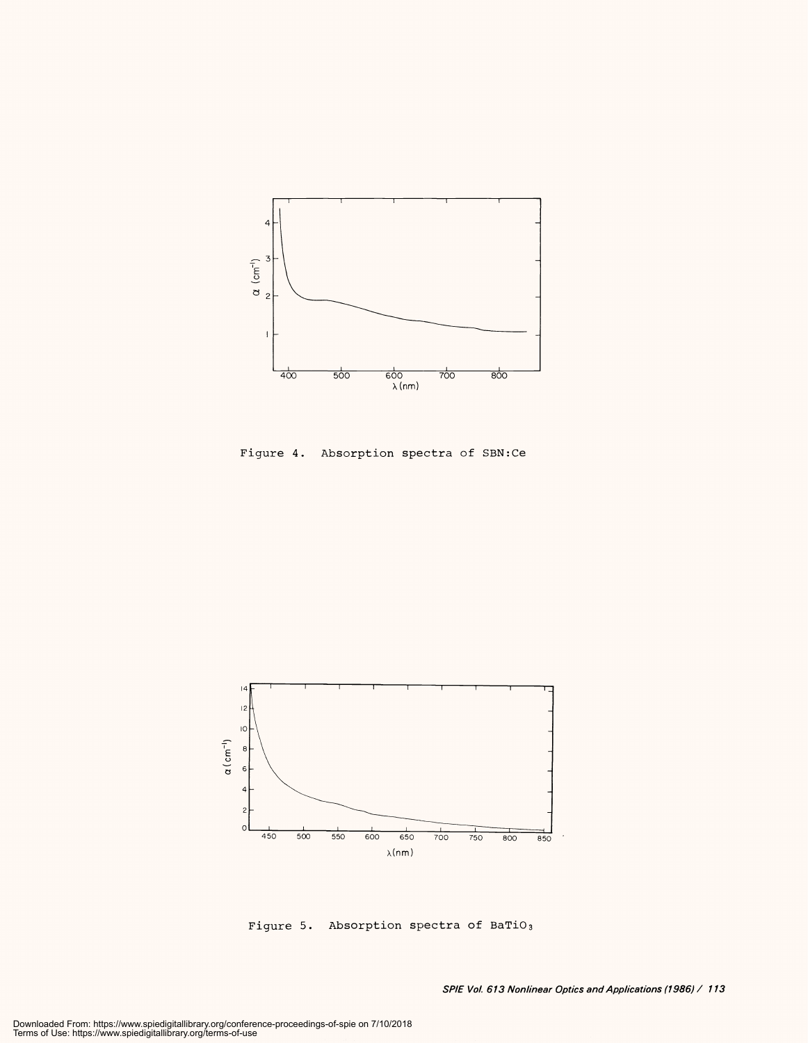Figure 4. Absorption spectra of SBN:Ce

Figure 5. Absorption spectra of $BaTiO_3$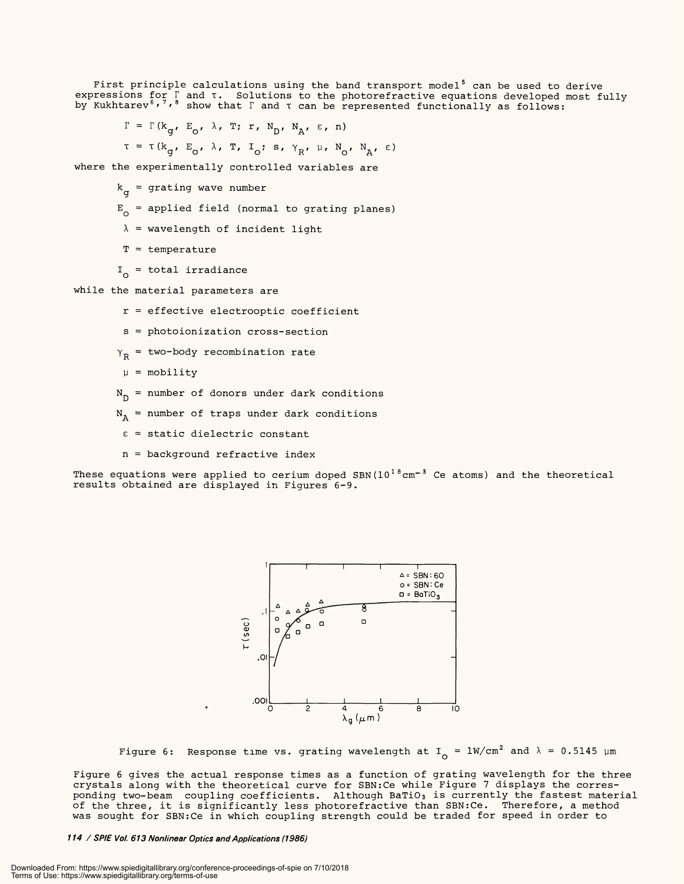First principle calculations using the band transport model[5] can be used to derive expressions for $\Gamma$ and $\tau$. Solutions to the photorefractive equations developed most fully by Kukhtarev[6,7,8] show that $\Gamma$ and $\tau$ can be represented functionally as follows:

$$\Gamma = \Gamma(k_g, E_o, \lambda, T; r, N_D, N_A, \varepsilon, n)$$

$$\tau = \tau(k_g, E_o, \lambda, T, I_o; s, \gamma_R, \mu, N_o, N_A, \varepsilon)$$

where the experimentally controlled variables are

- $k_g$ = grating wave number
- $E_o$ = applied field (normal to grating planes)
- $\lambda$ = wavelength of incident light
- $T$ = temperature
- $I_o$ = total irradiance

while the material parameters are

- $r$ = effective electrooptic coefficient
- $s$ = photoionization cross-section
- $\gamma_R$ = two-body recombination rate
- $\mu$ = mobility
- $N_D$ = number of donors under dark conditions
- $N_A$ = number of traps under dark conditions
- $\varepsilon$ = static dielectric constant
- $n$ = background refractive index

These equations were applied to cerium doped SBN($10^{18}\,cm^{-3}$ Ce atoms) and the theoretical results obtained are displayed in Figures 6-9.

Figure 6: Response time vs. grating wavelength at $I_o$ = 1W/cm$^2$ and $\lambda$ = 0.5145 μm

Figure 6 gives the actual response times as a function of grating wavelength for the three crystals along with the theoretical curve for SBN:Ce while Figure 7 displays the corresponding two-beam coupling coefficients. Although $BaTiO_3$ is currently the fastest material of the three, it is significantly less photorefractive than SBN:Ce. Therefore, a method was sought for SBN:Ce in which coupling strength could be traded for speed in order to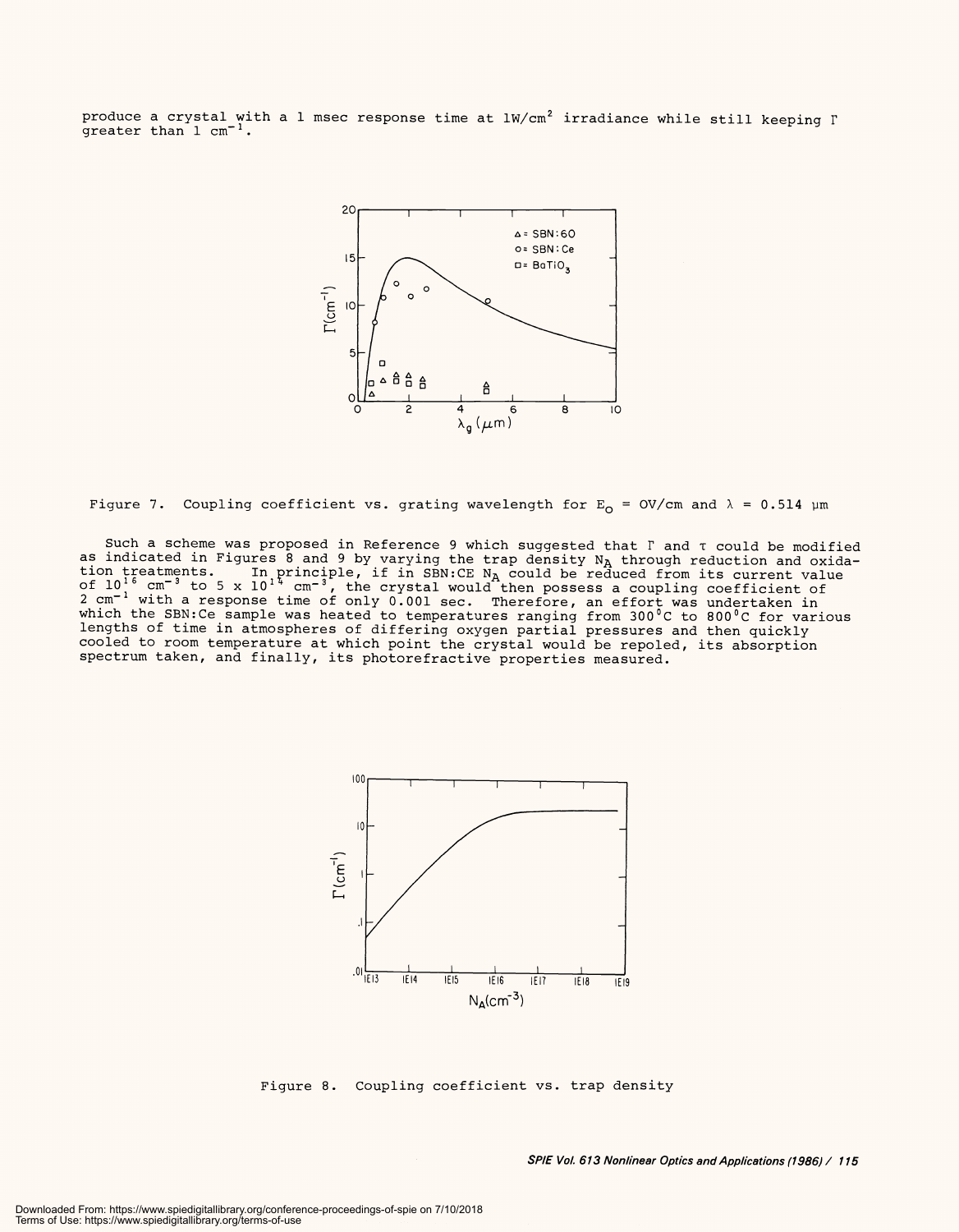produce a crystal with a 1 msec response time at $1W/cm^2$ irradiance while still keeping $\Gamma$ greater than $1\ cm^{-1}$.

Figure 7. Coupling coefficient vs. grating wavelength for $E_0 = 0V/cm$ and $\lambda = 0.514\ \mu m$

Such a scheme was proposed in Reference 9 which suggested that $\Gamma$ and $\tau$ could be modified as indicated in Figures 8 and 9 by varying the trap density $N_A$ through reduction and oxidation treatments. In principle, if in SBN:CE $N_A$ could be reduced from its current value of $10^{16}\ cm^{-3}$ to $5 \times 10^{14}\ cm^{-3}$, the crystal would then possess a coupling coefficient of $2\ cm^{-1}$ with a response time of only 0.001 sec. Therefore, an effort was undertaken in which the SBN:Ce sample was heated to temperatures ranging from 300°C to 800°C for various lengths of time in atmospheres of differing oxygen partial pressures and then quickly cooled to room temperature at which point the crystal would be repoled, its absorption spectrum taken, and finally, its photorefractive properties measured.

Figure 8. Coupling coefficient vs. trap density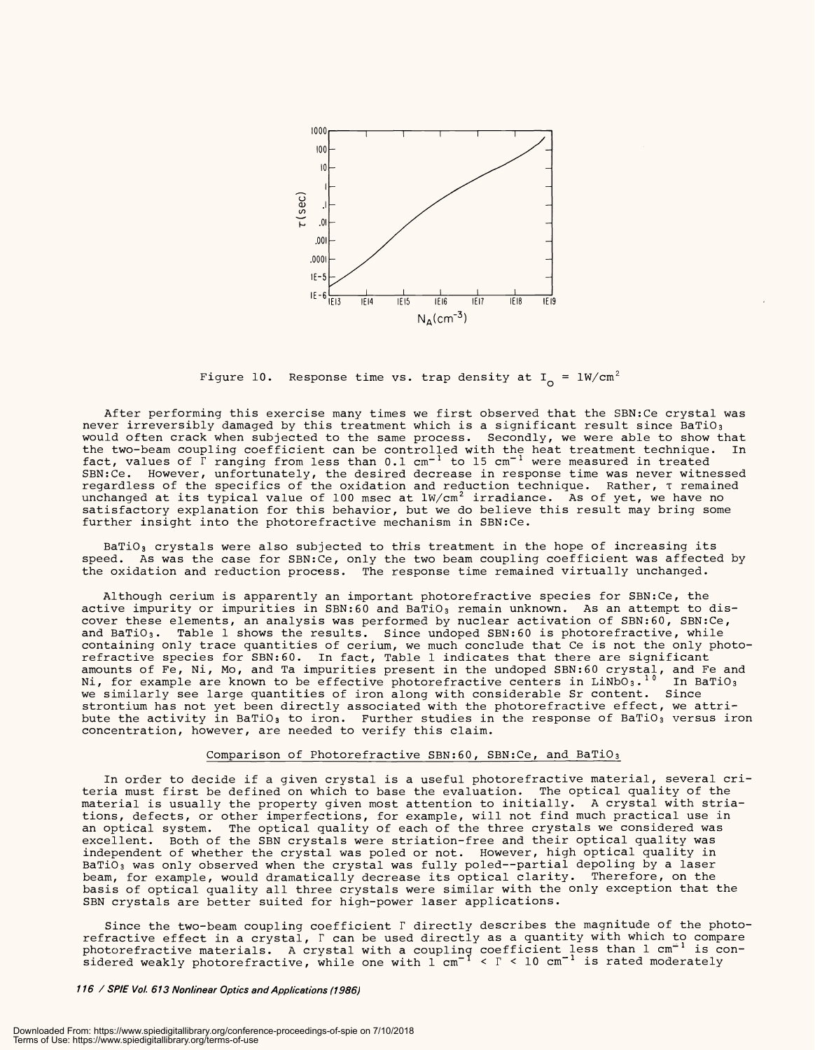Figure 10. Response time vs. trap density at $I_o = 1W/cm^2$

After performing this exercise many times we first observed that the SBN:Ce crystal was never irreversibly damaged by this treatment which is a significant result since $BaTiO_3$ would often crack when subjected to the same process. Secondly, we were able to show that the two-beam coupling coefficient can be controlled with the heat treatment technique. In fact, values of $\Gamma$ ranging from less than 0.1 $cm^{-1}$ to 15 $cm^{-1}$ were measured in treated SBN:Ce. However, unfortunately, the desired decrease in response time was never witnessed regardless of the specifics of the oxidation and reduction technique. Rather, $\tau$ remained unchanged at its typical value of 100 msec at $1W/cm^2$ irradiance. As of yet, we have no satisfactory explanation for this behavior, but we do believe this result may bring some further insight into the photorefractive mechanism in SBN:Ce.

$BaTiO_3$ crystals were also subjected to this treatment in the hope of increasing its speed. As was the case for SBN:Ce, only the two beam coupling coefficient was affected by the oxidation and reduction process. The response time remained virtually unchanged.

Although cerium is apparently an important photorefractive species for SBN:Ce, the active impurity or impurities in SBN:60 and $BaTiO_3$ remain unknown. As an attempt to discover these elements, an analysis was performed by nuclear activation of SBN:60, SBN:Ce, and $BaTiO_3$. Table 1 shows the results. Since undoped SBN:60 is photorefractive, while containing only trace quantities of cerium, we much conclude that Ce is not the only photorefractive species for SBN:60. In fact, Table 1 indicates that there are significant amounts of Fe, Ni, Mo, and Ta impurities present in the undoped SBN:60 crystal, and Fe and Ni, for example are known to be effective photorefractive centers in $LiNbO_3$.[10] In $BaTiO_3$ we similarly see large quantities of iron along with considerable Sr content. Since strontium has not yet been directly associated with the photorefractive effect, we attribute the activity in $BaTiO_3$ to iron. Further studies in the response of $BaTiO_3$ versus iron concentration, however, are needed to verify this claim.

## Comparison of Photorefractive SBN:60, SBN:Ce, and $BaTiO_3$

In order to decide if a given crystal is a useful photorefractive material, several criteria must first be defined on which to base the evaluation. The optical quality of the material is usually the property given most attention to initially. A crystal with striations, defects, or other imperfections, for example, will not find much practical use in an optical system. The optical quality of each of the three crystals we considered was excellent. Both of the SBN crystals were striation-free and their optical quality was independent of whether the crystal was poled or not. However, high optical quality in $BaTiO_3$ was only observed when the crystal was fully poled--partial depoling by a laser beam, for example, would dramatically decrease its optical clarity. Therefore, on the basis of optical quality all three crystals were similar with the only exception that the SBN crystals are better suited for high-power laser applications.

Since the two-beam coupling coefficient $\Gamma$ directly describes the magnitude of the photorefractive effect in a crystal, $\Gamma$ can be used directly as a quantity with which to compare photorefractive materials. A crystal with a coupling coefficient less than 1 $cm^{-1}$ is considered weakly photorefractive, while one with 1 $cm^{-1}$ < $\Gamma$ < 10 $cm^{-1}$ is rated moderately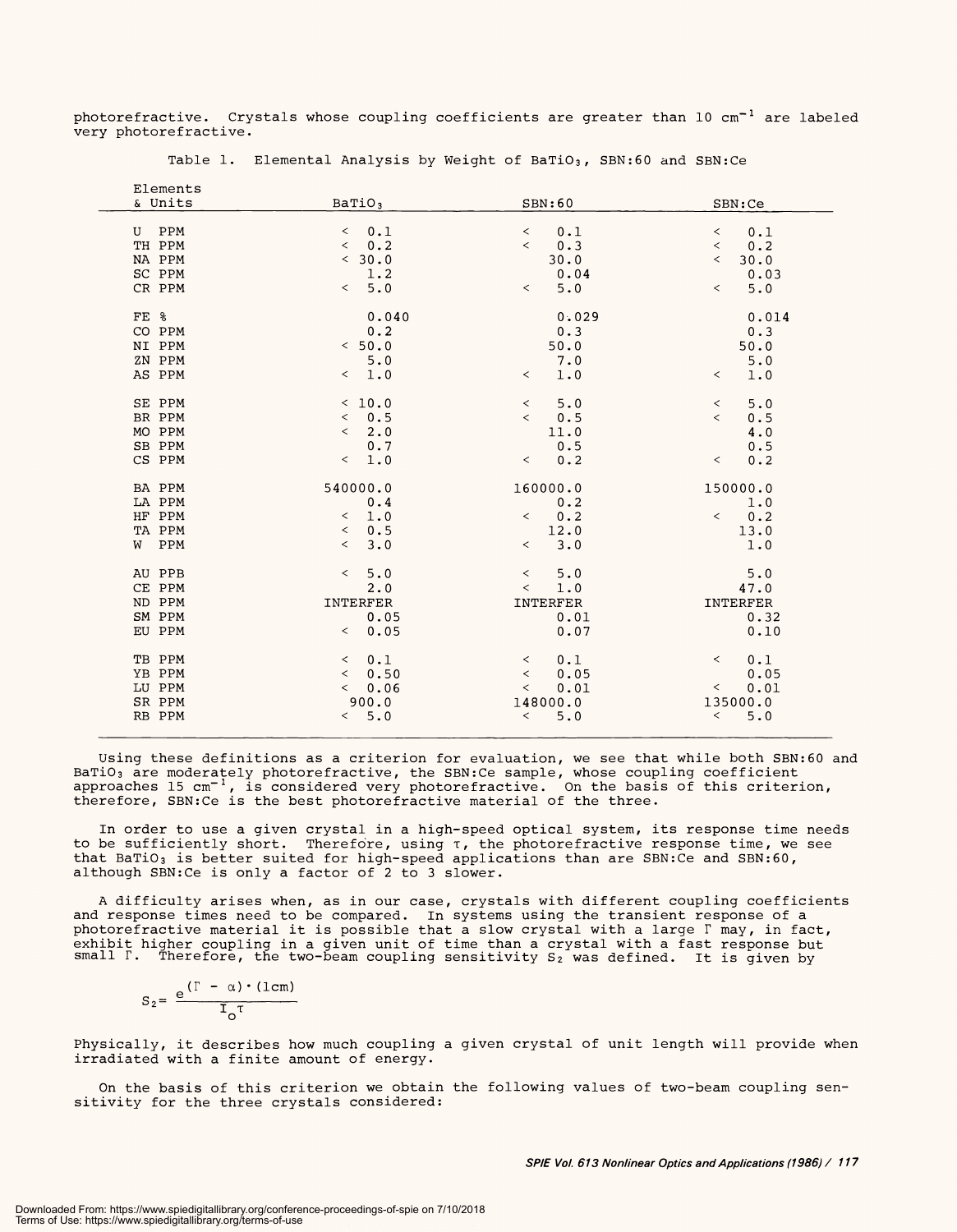photorefractive. Crystals whose coupling coefficients are greater than 10 $cm^{-1}$ are labeled very photorefractive.

Table 1. Elemental Analysis by Weight of $BaTiO_3$, SBN:60 and SBN:Ce

| Elements & Units | $BaTiO_3$ | SBN:60 | SBN:Ce |
|---|---|---|---|
| U PPM | < 0.1 | < 0.1 | < 0.1 |
| TH PPM | < 0.2 | < 0.3 | < 0.2 |
| NA PPM | < 30.0 | 30.0 | < 30.0 |
| SC PPM | 1.2 | 0.04 | 0.03 |
| CR PPM | < 5.0 | < 5.0 | < 5.0 |
| FE % | 0.040 | 0.029 | 0.014 |
| CO PPM | 0.2 | 0.3 | 0.3 |
| NI PPM | < 50.0 | 50.0 | 50.0 |
| ZN PPM | 5.0 | 7.0 | 5.0 |
| AS PPM | < 1.0 | < 1.0 | < 1.0 |
| SE PPM | < 10.0 | < 5.0 | < 5.0 |
| BR PPM | < 0.5 | < 0.5 | < 0.5 |
| MO PPM | < 2.0 | 11.0 | 4.0 |
| SB PPM | 0.7 | 0.5 | 0.5 |
| CS PPM | < 1.0 | < 0.2 | < 0.2 |
| BA PPM | 540000.0 | 160000.0 | 150000.0 |
| LA PPM | 0.4 | 0.2 | 1.0 |
| HF PPM | < 1.0 | < 0.2 | < 0.2 |
| TA PPM | < 0.5 | 12.0 | 13.0 |
| W PPM | < 3.0 | < 3.0 | 1.0 |
| AU PPB | < 5.0 | < 5.0 | 5.0 |
| CE PPM | 2.0 | < 1.0 | 47.0 |
| ND PPM | INTERFER | INTERFER | INTERFER |
| SM PPM | 0.05 | 0.01 | 0.32 |
| EU PPM | < 0.05 | 0.07 | 0.10 |
| TB PPM | < 0.1 | < 0.1 | < 0.1 |
| YB PPM | < 0.50 | < 0.05 | 0.05 |
| LU PPM | < 0.06 | < 0.01 | < 0.01 |
| SR PPM | 900.0 | 148000.0 | 135000.0 |
| RB PPM | < 5.0 | < 5.0 | < 5.0 |

Using these definitions as a criterion for evaluation, we see that while both SBN:60 and $BaTiO_3$ are moderately photorefractive, the SBN:Ce sample, whose coupling coefficient approaches 15 $cm^{-1}$, is considered very photorefractive. On the basis of this criterion, therefore, SBN:Ce is the best photorefractive material of the three.

In order to use a given crystal in a high-speed optical system, its response time needs to be sufficiently short. Therefore, using $\tau$, the photorefractive response time, we see that $BaTiO_3$ is better suited for high-speed applications than are SBN:Ce and SBN:60, although SBN:Ce is only a factor of 2 to 3 slower.

A difficulty arises when, as in our case, crystals with different coupling coefficients and response times need to be compared. In systems using the transient response of a photorefractive material it is possible that a slow crystal with a large $\Gamma$ may, in fact, exhibit higher coupling in a given unit of time than a crystal with a fast response but small $\Gamma$. Therefore, the two-beam coupling sensitivity $S_2$ was defined. It is given by

$$S_2 = \frac{e^{(\Gamma - \alpha)\cdot(1\text{cm})}}{I_o \tau}$$

Physically, it describes how much coupling a given crystal of unit length will provide when irradiated with a finite amount of energy.

On the basis of this criterion we obtain the following values of two-beam coupling sensitivity for the three crystals considered: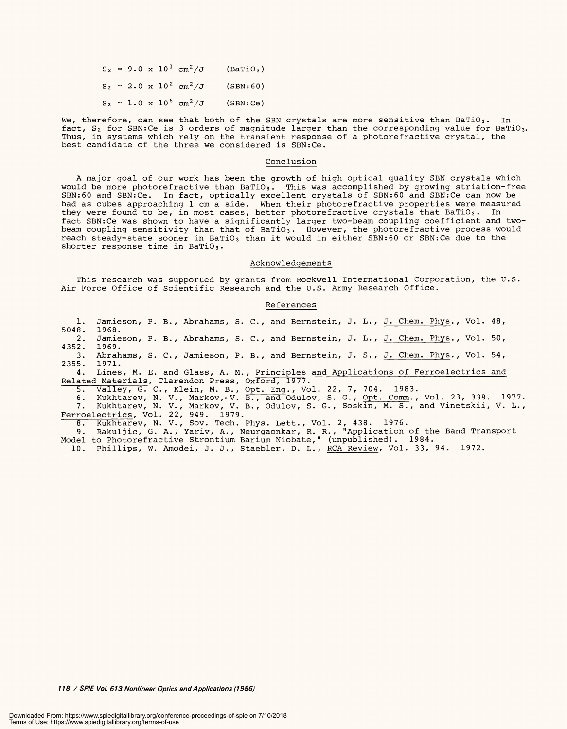$S_2 \approx 9.0 \times 10^1 \ cm^2/J$ ($BaTiO_3$)

$S_2 \approx 2.0 \times 10^2 \ cm^2/J$ (SBN:60)

$S_2 \approx 1.0 \times 10^5 \ cm^2/J$ (SBN:Ce)

We, therefore, can see that both of the SBN crystals are more sensitive than $BaTiO_3$. In fact, $S_2$ for SBN:Ce is 3 orders of magnitude larger than the corresponding value for $BaTiO_3$. Thus, in systems which rely on the transient response of a photorefractive crystal, the best candidate of the three we considered is SBN:Ce.

## Conclusion

A major goal of our work has been the growth of high optical quality SBN crystals which would be more photorefractive than $BaTiO_3$. This was accomplished by growing striation-free SBN:60 and SBN:Ce. In fact, optically excellent crystals of SBN:60 and SBN:Ce can now be had as cubes approaching 1 cm a side. When their photorefractive properties were measured they were found to be, in most cases, better photorefractive crystals that $BaTiO_3$. In fact SBN:Ce was shown to have a significantly larger two-beam coupling coefficient and two-beam coupling sensitivity than that of $BaTiO_3$. However, the photorefractive process would reach steady-state sooner in $BaTiO_3$ than it would in either SBN:60 or SBN:Ce due to the shorter response time in $BaTiO_3$.

## Acknowledgements

This research was supported by grants from Rockwell International Corporation, the U.S. Air Force Office of Scientific Research and the U.S. Army Research Office.

## References

1. Jamieson, P. B., Abrahams, S. C., and Bernstein, J. L., J. Chem. Phys., Vol. 48, 5048. 1968.
2. Jamieson, P. B., Abrahams, S. C., and Bernstein, J. L., J. Chem. Phys., Vol. 50, 4352. 1969.
3. Abrahams, S. C., Jamieson, P. B., and Bernstein, J. S., J. Chem. Phys., Vol. 54, 2355. 1971.
4. Lines, M. E. and Glass, A. M., Principles and Applications of Ferroelectrics and Related Materials, Clarendon Press, Oxford, 1977.
5. Valley, G. C., Klein, M. B., Opt. Eng., Vol. 22, 7, 704. 1983.
6. Kukhtarev, N. V., Markov, V. B., and Odulov, S. G., Opt. Comm., Vol. 23, 338. 1977.
7. Kukhtarev, N. V., Markov, V. B., Odulov, S. G., Soskin, M. S., and Vinetskii, V. L., Ferroelectrics, Vol. 22, 949. 1979.
8. Kukhtarev, N. V., Sov. Tech. Phys. Lett., Vol. 2, 438. 1976.
9. Rakuljic, G. A., Yariv, A., Neurgaonkar, R. R., "Application of the Band Transport Model to Photorefractive Strontium Barium Niobate," (unpublished). 1984.
10. Phillips, W. Amodei, J. J., Staebler, D. L., RCA Review, Vol. 33, 94. 1972.